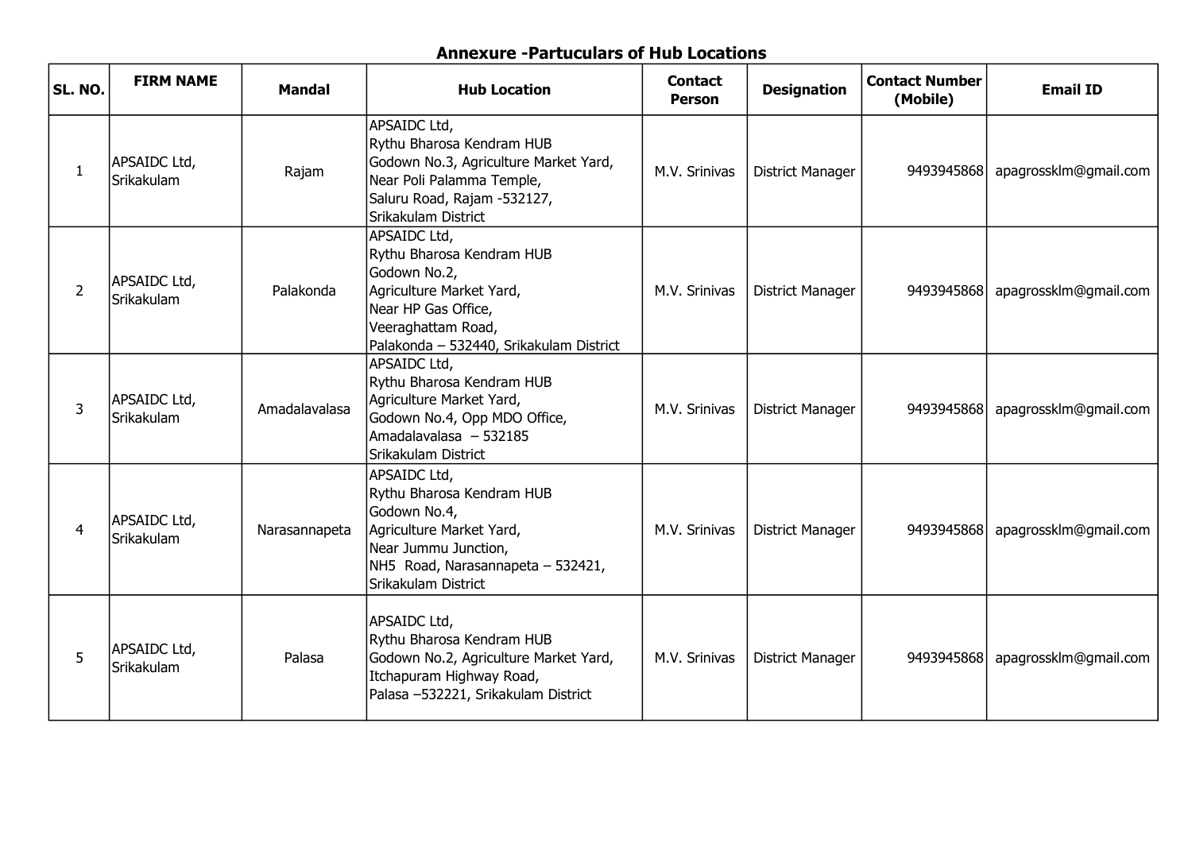## Annexure -Partuculars of Hub Locations

| SL. NO. | FIRM NAME | Mandal | Hub Location | Contact Person | Designation | Contact Number (Mobile) | Email ID |
|---|---|---|---|---|---|---|---|
| 1 | APSAIDC Ltd, Srikakulam | Rajam | APSAIDC Ltd, Rythu Bharosa Kendram HUB Godown No.3, Agriculture Market Yard, Near Poli Palamma Temple, Saluru Road, Rajam -532127, Srikakulam District | M.V. Srinivas | District Manager | 9493945868 | apagrossklm@gmail.com |
| 2 | APSAIDC Ltd, Srikakulam | Palakonda | APSAIDC Ltd, Rythu Bharosa Kendram HUB Godown No.2, Agriculture Market Yard, Near HP Gas Office, Veeraghattam Road, Palakonda – 532440, Srikakulam District | M.V. Srinivas | District Manager | 9493945868 | apagrossklm@gmail.com |
| 3 | APSAIDC Ltd, Srikakulam | Amadalavalasa | APSAIDC Ltd, Rythu Bharosa Kendram HUB Agriculture Market Yard, Godown No.4, Opp MDO Office, Amadalavalasa – 532185 Srikakulam District | M.V. Srinivas | District Manager | 9493945868 | apagrossklm@gmail.com |
| 4 | APSAIDC Ltd, Srikakulam | Narasannapeta | APSAIDC Ltd, Rythu Bharosa Kendram HUB Godown No.4, Agriculture Market Yard, Near Jummu Junction, NH5 Road, Narasannapeta – 532421, Srikakulam District | M.V. Srinivas | District Manager | 9493945868 | apagrossklm@gmail.com |
| 5 | APSAIDC Ltd, Srikakulam | Palasa | APSAIDC Ltd, Rythu Bharosa Kendram HUB Godown No.2, Agriculture Market Yard, Itchapuram Highway Road, Palasa –532221, Srikakulam District | M.V. Srinivas | District Manager | 9493945868 | apagrossklm@gmail.com |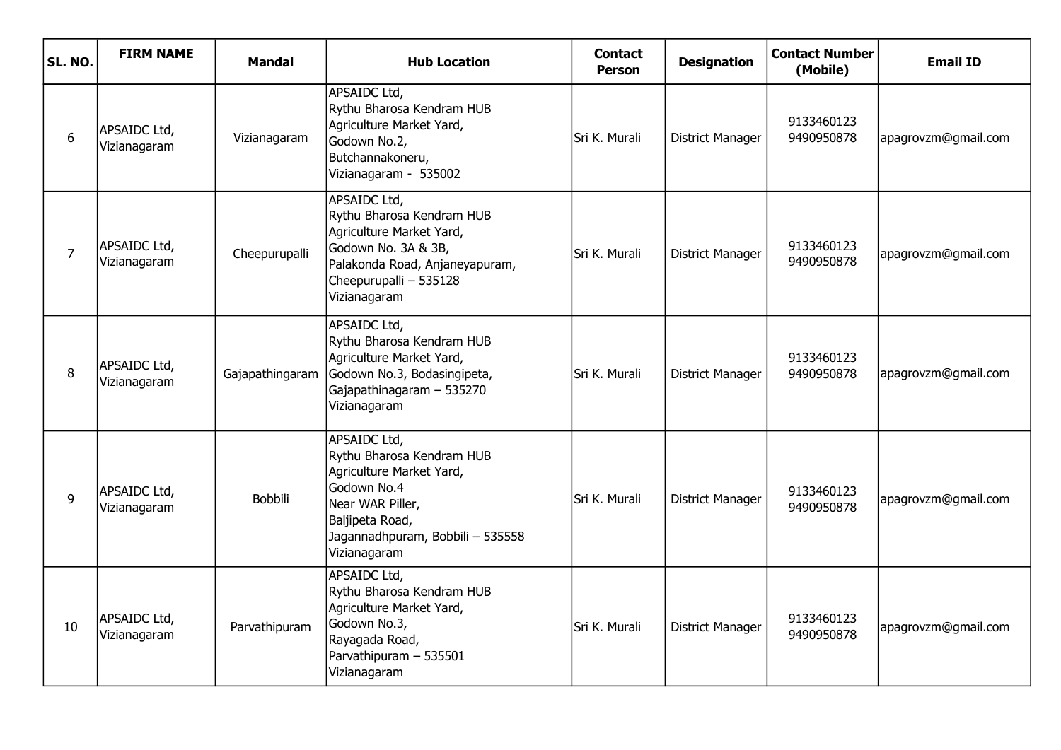| SL. NO. | FIRM NAME | Mandal | Hub Location | Contact Person | Designation | Contact Number (Mobile) | Email ID |
|---|---|---|---|---|---|---|---|
| 6 | APSAIDC Ltd, Vizianagaram | Vizianagaram | APSAIDC Ltd, Rythu Bharosa Kendram HUB Agriculture Market Yard, Godown No.2, Butchannakoneru, Vizianagaram - 535002 | Sri K. Murali | District Manager | 9133460123 9490950878 | apagrovzm@gmail.com |
| 7 | APSAIDC Ltd, Vizianagaram | Cheepurupalli | APSAIDC Ltd, Rythu Bharosa Kendram HUB Agriculture Market Yard, Godown No. 3A & 3B, Palakonda Road, Anjaneyapuram, Cheepurupalli – 535128 Vizianagaram | Sri K. Murali | District Manager | 9133460123 9490950878 | apagrovzm@gmail.com |
| 8 | APSAIDC Ltd, Vizianagaram | Gajapathingaram | APSAIDC Ltd, Rythu Bharosa Kendram HUB Agriculture Market Yard, Godown No.3, Bodasingipeta, Gajapathinagaram – 535270 Vizianagaram | Sri K. Murali | District Manager | 9133460123 9490950878 | apagrovzm@gmail.com |
| 9 | APSAIDC Ltd, Vizianagaram | Bobbili | APSAIDC Ltd, Rythu Bharosa Kendram HUB Agriculture Market Yard, Godown No.4 Near WAR Piller, Baljipeta Road, Jagannadhpuram, Bobbili – 535558 Vizianagaram | Sri K. Murali | District Manager | 9133460123 9490950878 | apagrovzm@gmail.com |
| 10 | APSAIDC Ltd, Vizianagaram | Parvathipuram | APSAIDC Ltd, Rythu Bharosa Kendram HUB Agriculture Market Yard, Godown No.3, Rayagada Road, Parvathipuram – 535501 Vizianagaram | Sri K. Murali | District Manager | 9133460123 9490950878 | apagrovzm@gmail.com |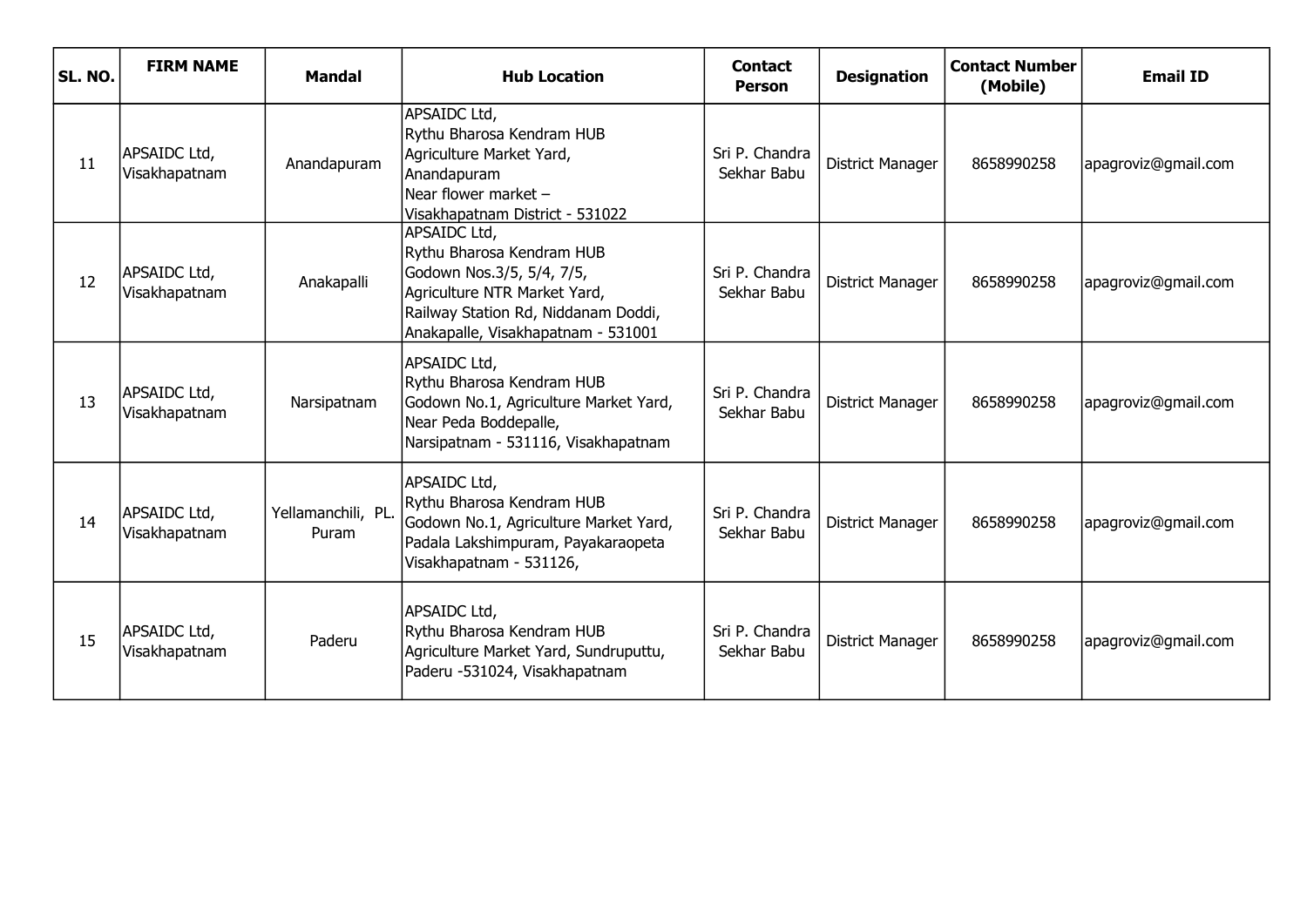| SL. NO. | FIRM NAME | Mandal | Hub Location | Contact Person | Designation | Contact Number (Mobile) | Email ID |
|---|---|---|---|---|---|---|---|
| 11 | APSAIDC Ltd, Visakhapatnam | Anandapuram | APSAIDC Ltd, Rythu Bharosa Kendram HUB Agriculture Market Yard, Anandapuram Near flower market – Visakhapatnam District - 531022 | Sri P. Chandra Sekhar Babu | District Manager | 8658990258 | apagroviz@gmail.com |
| 12 | APSAIDC Ltd, Visakhapatnam | Anakapalli | APSAIDC Ltd, Rythu Bharosa Kendram HUB Godown Nos.3/5, 5/4, 7/5, Agriculture NTR Market Yard, Railway Station Rd, Niddanam Doddi, Anakapalle, Visakhapatnam - 531001 | Sri P. Chandra Sekhar Babu | District Manager | 8658990258 | apagroviz@gmail.com |
| 13 | APSAIDC Ltd, Visakhapatnam | Narsipatnam | APSAIDC Ltd, Rythu Bharosa Kendram HUB Godown No.1, Agriculture Market Yard, Near Peda Boddepalle, Narsipatnam - 531116, Visakhapatnam | Sri P. Chandra Sekhar Babu | District Manager | 8658990258 | apagroviz@gmail.com |
| 14 | APSAIDC Ltd, Visakhapatnam | Yellamanchili, PL. Puram | APSAIDC Ltd, Rythu Bharosa Kendram HUB Godown No.1, Agriculture Market Yard, Padala Lakshimpuram, Payakaraopeta Visakhapatnam - 531126, | Sri P. Chandra Sekhar Babu | District Manager | 8658990258 | apagroviz@gmail.com |
| 15 | APSAIDC Ltd, Visakhapatnam | Paderu | APSAIDC Ltd, Rythu Bharosa Kendram HUB Agriculture Market Yard, Sundruputtu, Paderu -531024, Visakhapatnam | Sri P. Chandra Sekhar Babu | District Manager | 8658990258 | apagroviz@gmail.com |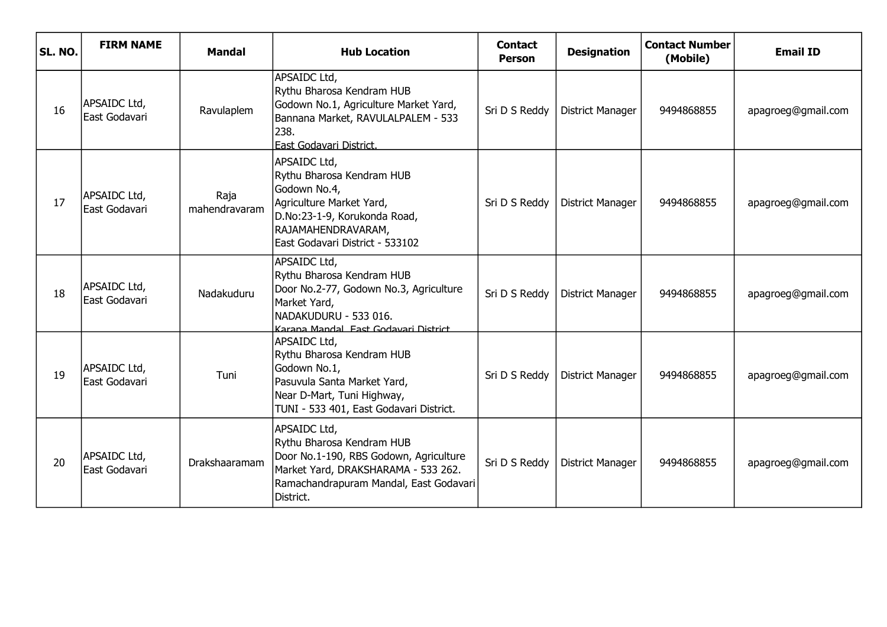| SL. NO. | FIRM NAME | Mandal | Hub Location | Contact Person | Designation | Contact Number (Mobile) | Email ID |
|---|---|---|---|---|---|---|---|
| 16 | APSAIDC Ltd, East Godavari | Ravulaplem | APSAIDC Ltd, Rythu Bharosa Kendram HUB Godown No.1, Agriculture Market Yard, Bannana Market, RAVULALPALEM - 533 238. East Godavari District. | Sri D S Reddy | District Manager | 9494868855 | apagroeg@gmail.com |
| 17 | APSAIDC Ltd, East Godavari | Raja mahendravaram | APSAIDC Ltd, Rythu Bharosa Kendram HUB Godown No.4, Agriculture Market Yard, D.No:23-1-9, Korukonda Road, RAJAMAHENDRAVARAM, East Godavari District - 533102 | Sri D S Reddy | District Manager | 9494868855 | apagroeg@gmail.com |
| 18 | APSAIDC Ltd, East Godavari | Nadakuduru | APSAIDC Ltd, Rythu Bharosa Kendram HUB Door No.2-77, Godown No.3, Agriculture Market Yard, NADAKUDURU - 533 016. Karapa Mandal, East Godavari District | Sri D S Reddy | District Manager | 9494868855 | apagroeg@gmail.com |
| 19 | APSAIDC Ltd, East Godavari | Tuni | APSAIDC Ltd, Rythu Bharosa Kendram HUB Godown No.1, Pasuvula Santa Market Yard, Near D-Mart, Tuni Highway, TUNI - 533 401, East Godavari District. | Sri D S Reddy | District Manager | 9494868855 | apagroeg@gmail.com |
| 20 | APSAIDC Ltd, East Godavari | Drakshaaramam | APSAIDC Ltd, Rythu Bharosa Kendram HUB Door No.1-190, RBS Godown, Agriculture Market Yard, DRAKSHARAMA - 533 262. Ramachandrapuram Mandal, East Godavari District. | Sri D S Reddy | District Manager | 9494868855 | apagroeg@gmail.com |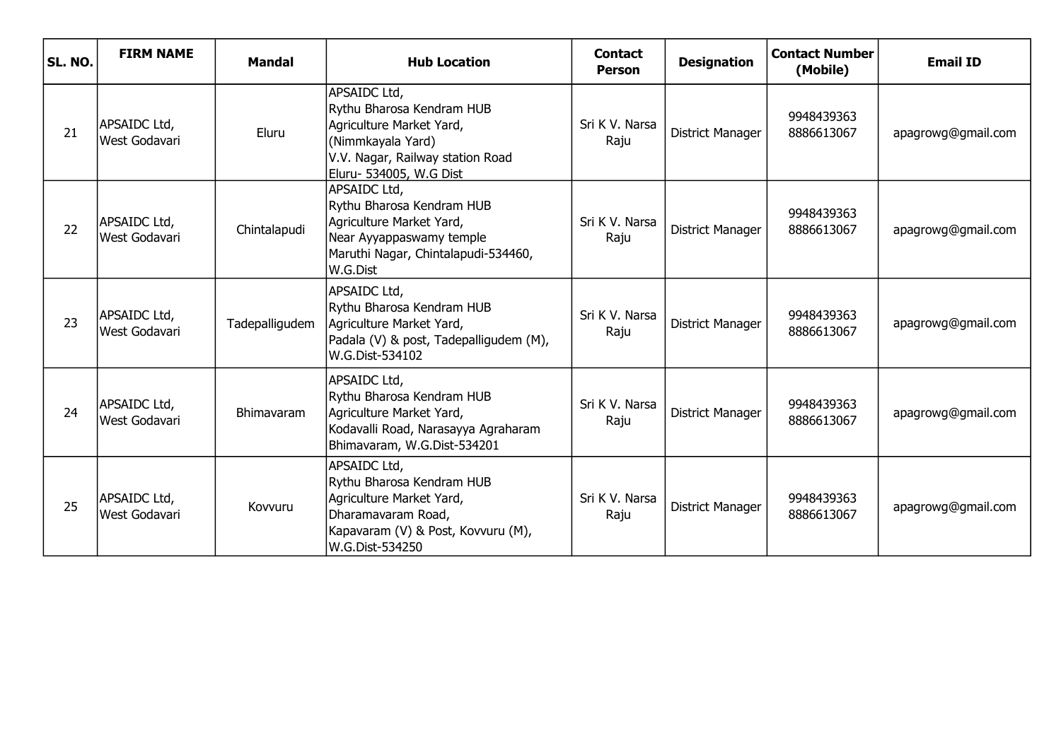| SL. NO. | FIRM NAME | Mandal | Hub Location | Contact Person | Designation | Contact Number (Mobile) | Email ID |
|---|---|---|---|---|---|---|---|
| 21 | APSAIDC Ltd, West Godavari | Eluru | APSAIDC Ltd, Rythu Bharosa Kendram HUB Agriculture Market Yard, (Nimmkayala Yard) V.V. Nagar, Railway station Road Eluru- 534005, W.G Dist | Sri K V. Narsa Raju | District Manager | 9948439363 8886613067 | apagrowg@gmail.com |
| 22 | APSAIDC Ltd, West Godavari | Chintalapudi | APSAIDC Ltd, Rythu Bharosa Kendram HUB Agriculture Market Yard, Near Ayyappaswamy temple Maruthi Nagar, Chintalapudi-534460, W.G.Dist | Sri K V. Narsa Raju | District Manager | 9948439363 8886613067 | apagrowg@gmail.com |
| 23 | APSAIDC Ltd, West Godavari | Tadepalligudem | APSAIDC Ltd, Rythu Bharosa Kendram HUB Agriculture Market Yard, Padala (V) & post, Tadepalligudem (M), W.G.Dist-534102 | Sri K V. Narsa Raju | District Manager | 9948439363 8886613067 | apagrowg@gmail.com |
| 24 | APSAIDC Ltd, West Godavari | Bhimavaram | APSAIDC Ltd, Rythu Bharosa Kendram HUB Agriculture Market Yard, Kodavalli Road, Narasayya Agraharam Bhimavaram, W.G.Dist-534201 | Sri K V. Narsa Raju | District Manager | 9948439363 8886613067 | apagrowg@gmail.com |
| 25 | APSAIDC Ltd, West Godavari | Kovvuru | APSAIDC Ltd, Rythu Bharosa Kendram HUB Agriculture Market Yard, Dharamavaram Road, Kapavaram (V) & Post, Kovvuru (M), W.G.Dist-534250 | Sri K V. Narsa Raju | District Manager | 9948439363 8886613067 | apagrowg@gmail.com |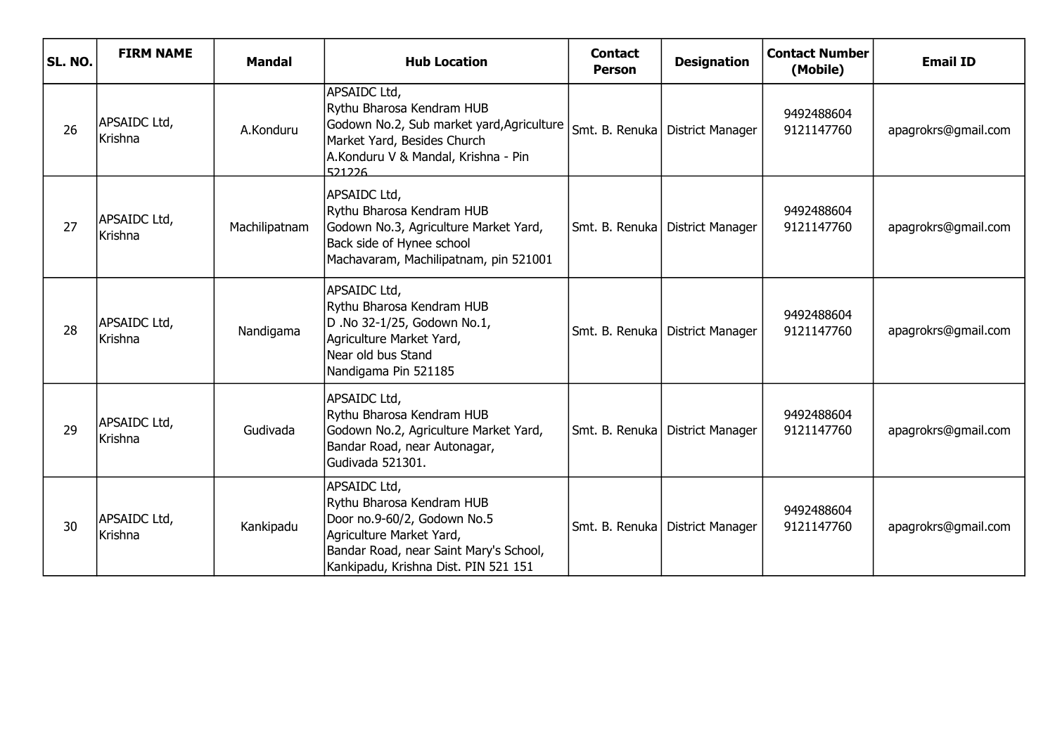| SL. NO. | FIRM NAME | Mandal | Hub Location | Contact Person | Designation | Contact Number (Mobile) | Email ID |
|---|---|---|---|---|---|---|---|
| 26 | APSAIDC Ltd, Krishna | A.Konduru | APSAIDC Ltd, Rythu Bharosa Kendram HUB Godown No.2, Sub market yard,Agriculture Market Yard, Besides Church A.Konduru V & Mandal, Krishna - Pin 521226 | Smt. B. Renuka | District Manager | 9492488604 9121147760 | apagrokrs@gmail.com |
| 27 | APSAIDC Ltd, Krishna | Machilipatnam | APSAIDC Ltd, Rythu Bharosa Kendram HUB Godown No.3, Agriculture Market Yard, Back side of Hynee school Machavaram, Machilipatnam, pin 521001 | Smt. B. Renuka | District Manager | 9492488604 9121147760 | apagrokrs@gmail.com |
| 28 | APSAIDC Ltd, Krishna | Nandigama | APSAIDC Ltd, Rythu Bharosa Kendram HUB D .No 32-1/25, Godown No.1, Agriculture Market Yard, Near old bus Stand Nandigama Pin 521185 | Smt. B. Renuka | District Manager | 9492488604 9121147760 | apagrokrs@gmail.com |
| 29 | APSAIDC Ltd, Krishna | Gudivada | APSAIDC Ltd, Rythu Bharosa Kendram HUB Godown No.2, Agriculture Market Yard, Bandar Road, near Autonagar, Gudivada 521301. | Smt. B. Renuka | District Manager | 9492488604 9121147760 | apagrokrs@gmail.com |
| 30 | APSAIDC Ltd, Krishna | Kankipadu | APSAIDC Ltd, Rythu Bharosa Kendram HUB Door no.9-60/2, Godown No.5 Agriculture Market Yard, Bandar Road, near Saint Mary's School, Kankipadu, Krishna Dist. PIN 521 151 | Smt. B. Renuka | District Manager | 9492488604 9121147760 | apagrokrs@gmail.com |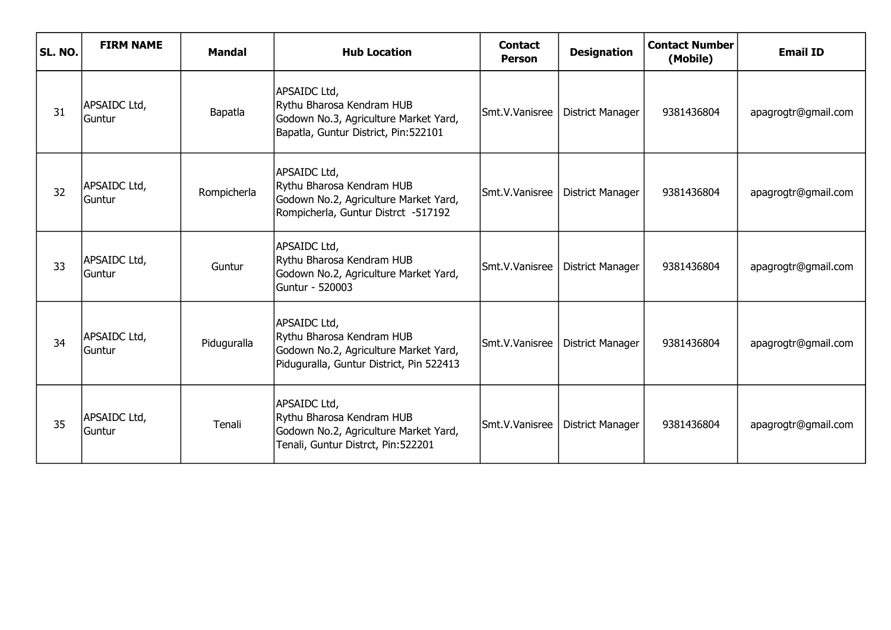| SL. NO. | FIRM NAME | Mandal | Hub Location | Contact Person | Designation | Contact Number (Mobile) | Email ID |
|---|---|---|---|---|---|---|---|
| 31 | APSAIDC Ltd, Guntur | Bapatla | APSAIDC Ltd, Rythu Bharosa Kendram HUB Godown No.3, Agriculture Market Yard, Bapatla, Guntur District, Pin:522101 | Smt.V.Vanisree | District Manager | 9381436804 | apagrogtr@gmail.com |
| 32 | APSAIDC Ltd, Guntur | Rompicherla | APSAIDC Ltd, Rythu Bharosa Kendram HUB Godown No.2, Agriculture Market Yard, Rompicherla, Guntur Distrct -517192 | Smt.V.Vanisree | District Manager | 9381436804 | apagrogtr@gmail.com |
| 33 | APSAIDC Ltd, Guntur | Guntur | APSAIDC Ltd, Rythu Bharosa Kendram HUB Godown No.2, Agriculture Market Yard, Guntur - 520003 | Smt.V.Vanisree | District Manager | 9381436804 | apagrogtr@gmail.com |
| 34 | APSAIDC Ltd, Guntur | Piduguralla | APSAIDC Ltd, Rythu Bharosa Kendram HUB Godown No.2, Agriculture Market Yard, Piduguralla, Guntur District, Pin 522413 | Smt.V.Vanisree | District Manager | 9381436804 | apagrogtr@gmail.com |
| 35 | APSAIDC Ltd, Guntur | Tenali | APSAIDC Ltd, Rythu Bharosa Kendram HUB Godown No.2, Agriculture Market Yard, Tenali, Guntur Distrct, Pin:522201 | Smt.V.Vanisree | District Manager | 9381436804 | apagrogtr@gmail.com |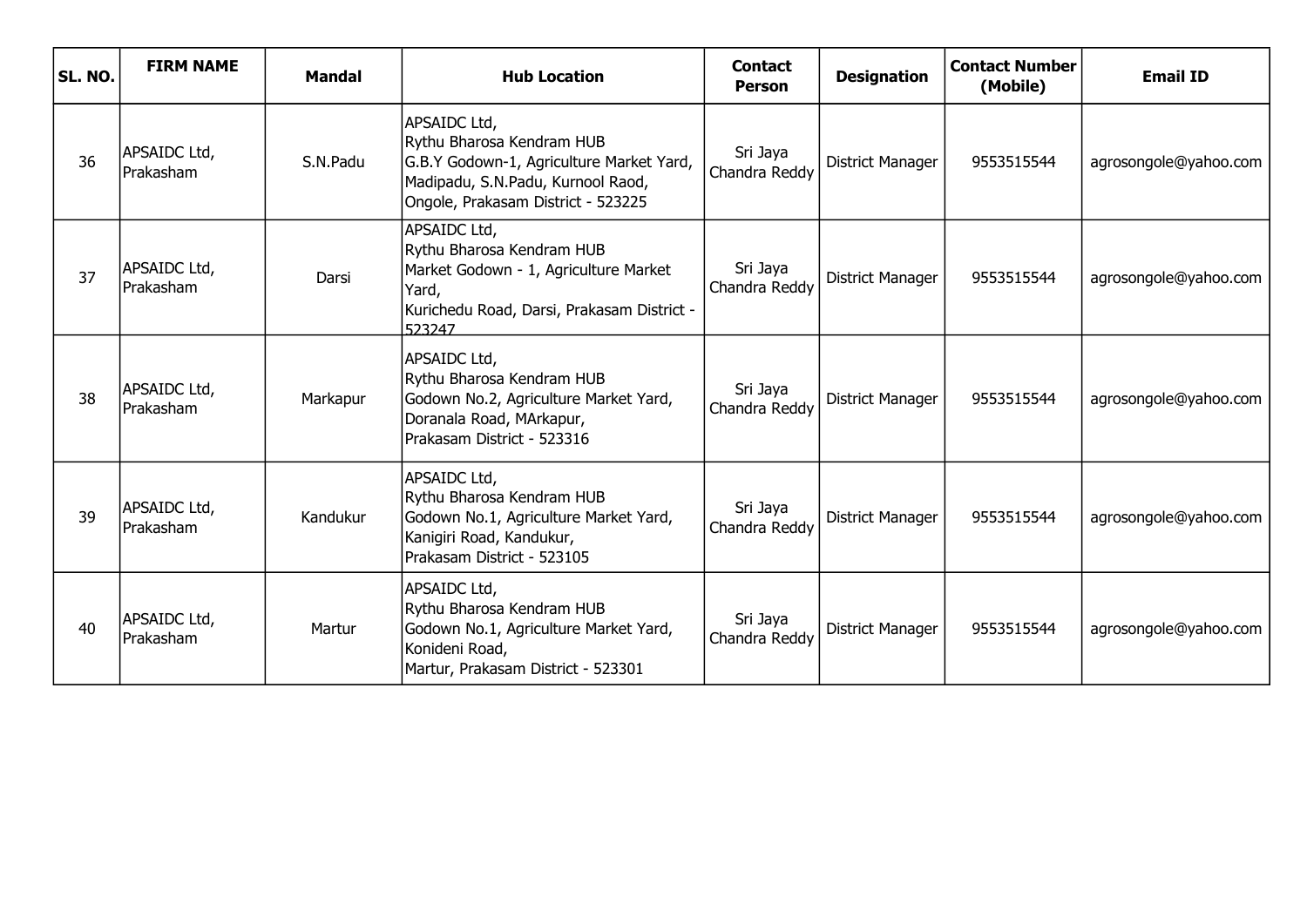| SL. NO. | FIRM NAME | Mandal | Hub Location | Contact Person | Designation | Contact Number (Mobile) | Email ID |
|---|---|---|---|---|---|---|---|
| 36 | APSAIDC Ltd, Prakasham | S.N.Padu | APSAIDC Ltd, Rythu Bharosa Kendram HUB G.B.Y Godown-1, Agriculture Market Yard, Madipadu, S.N.Padu, Kurnool Raod, Ongole, Prakasam District - 523225 | Sri Jaya Chandra Reddy | District Manager | 9553515544 | agrosongole@yahoo.com |
| 37 | APSAIDC Ltd, Prakasham | Darsi | APSAIDC Ltd, Rythu Bharosa Kendram HUB Market Godown - 1, Agriculture Market Yard, Kurichedu Road, Darsi, Prakasam District - 523247 | Sri Jaya Chandra Reddy | District Manager | 9553515544 | agrosongole@yahoo.com |
| 38 | APSAIDC Ltd, Prakasham | Markapur | APSAIDC Ltd, Rythu Bharosa Kendram HUB Godown No.2, Agriculture Market Yard, Doranala Road, MArkapur, Prakasam District - 523316 | Sri Jaya Chandra Reddy | District Manager | 9553515544 | agrosongole@yahoo.com |
| 39 | APSAIDC Ltd, Prakasham | Kandukur | APSAIDC Ltd, Rythu Bharosa Kendram HUB Godown No.1, Agriculture Market Yard, Kanigiri Road, Kandukur, Prakasam District - 523105 | Sri Jaya Chandra Reddy | District Manager | 9553515544 | agrosongole@yahoo.com |
| 40 | APSAIDC Ltd, Prakasham | Martur | APSAIDC Ltd, Rythu Bharosa Kendram HUB Godown No.1, Agriculture Market Yard, Konideni Road, Martur, Prakasam District - 523301 | Sri Jaya Chandra Reddy | District Manager | 9553515544 | agrosongole@yahoo.com |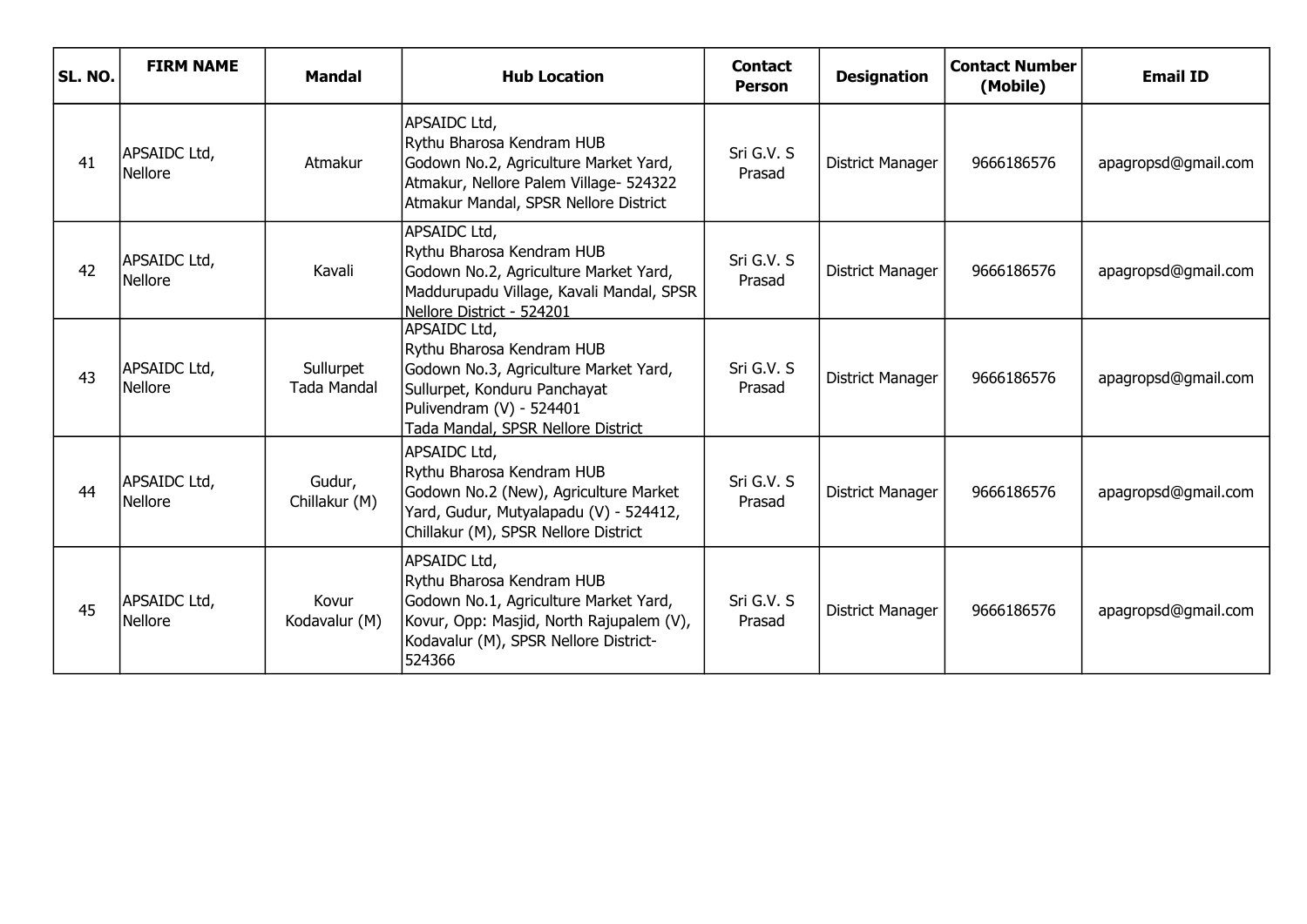| SL. NO. | FIRM NAME | Mandal | Hub Location | Contact Person | Designation | Contact Number (Mobile) | Email ID |
|---|---|---|---|---|---|---|---|
| 41 | APSAIDC Ltd, Nellore | Atmakur | APSAIDC Ltd, Rythu Bharosa Kendram HUB Godown No.2, Agriculture Market Yard, Atmakur, Nellore Palem Village- 524322 Atmakur Mandal, SPSR Nellore District | Sri G.V. S Prasad | District Manager | 9666186576 | apagropsd@gmail.com |
| 42 | APSAIDC Ltd, Nellore | Kavali | APSAIDC Ltd, Rythu Bharosa Kendram HUB Godown No.2, Agriculture Market Yard, Maddurupadu Village, Kavali Mandal, SPSR Nellore District - 524201 | Sri G.V. S Prasad | District Manager | 9666186576 | apagropsd@gmail.com |
| 43 | APSAIDC Ltd, Nellore | Sullurpet Tada Mandal | APSAIDC Ltd, Rythu Bharosa Kendram HUB Godown No.3, Agriculture Market Yard, Sullurpet, Konduru Panchayat Pulivendram (V) - 524401 Tada Mandal, SPSR Nellore District | Sri G.V. S Prasad | District Manager | 9666186576 | apagropsd@gmail.com |
| 44 | APSAIDC Ltd, Nellore | Gudur, Chillakur (M) | APSAIDC Ltd, Rythu Bharosa Kendram HUB Godown No.2 (New), Agriculture Market Yard, Gudur, Mutyalapadu (V) - 524412, Chillakur (M), SPSR Nellore District | Sri G.V. S Prasad | District Manager | 9666186576 | apagropsd@gmail.com |
| 45 | APSAIDC Ltd, Nellore | Kovur Kodavalur (M) | APSAIDC Ltd, Rythu Bharosa Kendram HUB Godown No.1, Agriculture Market Yard, Kovur, Opp: Masjid, North Rajupalem (V), Kodavalur (M), SPSR Nellore District- 524366 | Sri G.V. S Prasad | District Manager | 9666186576 | apagropsd@gmail.com |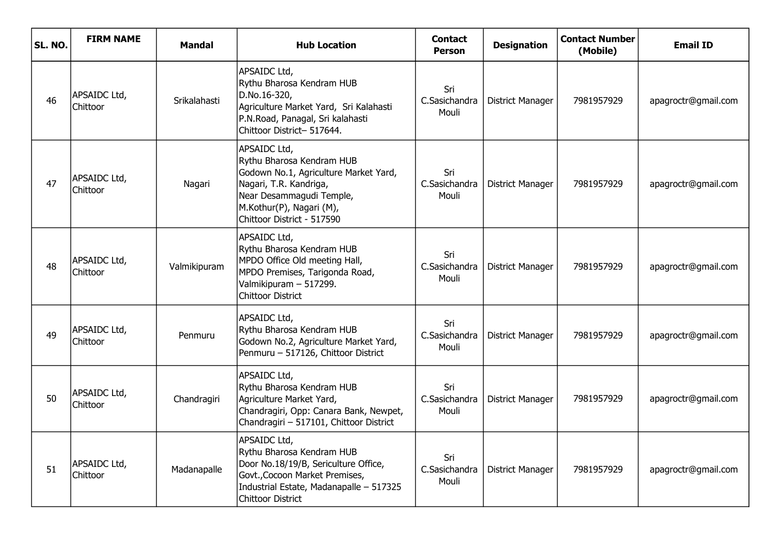| SL. NO. | FIRM NAME | Mandal | Hub Location | Contact Person | Designation | Contact Number (Mobile) | Email ID |
|---|---|---|---|---|---|---|---|
| 46 | APSAIDC Ltd, Chittoor | Srikalahasti | APSAIDC Ltd, Rythu Bharosa Kendram HUB D.No.16-320, Agriculture Market Yard, Sri Kalahasti P.N.Road, Panagal, Sri kalahasti Chittoor District– 517644. | Sri C.Sasichandra Mouli | District Manager | 7981957929 | apagroctr@gmail.com |
| 47 | APSAIDC Ltd, Chittoor | Nagari | APSAIDC Ltd, Rythu Bharosa Kendram HUB Godown No.1, Agriculture Market Yard, Nagari, T.R. Kandriga, Near Desammagudi Temple, M.Kothur(P), Nagari (M), Chittoor District - 517590 | Sri C.Sasichandra Mouli | District Manager | 7981957929 | apagroctr@gmail.com |
| 48 | APSAIDC Ltd, Chittoor | Valmikipuram | APSAIDC Ltd, Rythu Bharosa Kendram HUB MPDO Office Old meeting Hall, MPDO Premises, Tarigonda Road, Valmikipuram – 517299. Chittoor District | Sri C.Sasichandra Mouli | District Manager | 7981957929 | apagroctr@gmail.com |
| 49 | APSAIDC Ltd, Chittoor | Penmuru | APSAIDC Ltd, Rythu Bharosa Kendram HUB Godown No.2, Agriculture Market Yard, Penmuru – 517126, Chittoor District | Sri C.Sasichandra Mouli | District Manager | 7981957929 | apagroctr@gmail.com |
| 50 | APSAIDC Ltd, Chittoor | Chandragiri | APSAIDC Ltd, Rythu Bharosa Kendram HUB Agriculture Market Yard, Chandragiri, Opp: Canara Bank, Newpet, Chandragiri – 517101, Chittoor District | Sri C.Sasichandra Mouli | District Manager | 7981957929 | apagroctr@gmail.com |
| 51 | APSAIDC Ltd, Chittoor | Madanapalle | APSAIDC Ltd, Rythu Bharosa Kendram HUB Door No.18/19/B, Sericulture Office, Govt.,Cocoon Market Premises, Industrial Estate, Madanapalle – 517325 Chittoor District | Sri C.Sasichandra Mouli | District Manager | 7981957929 | apagroctr@gmail.com |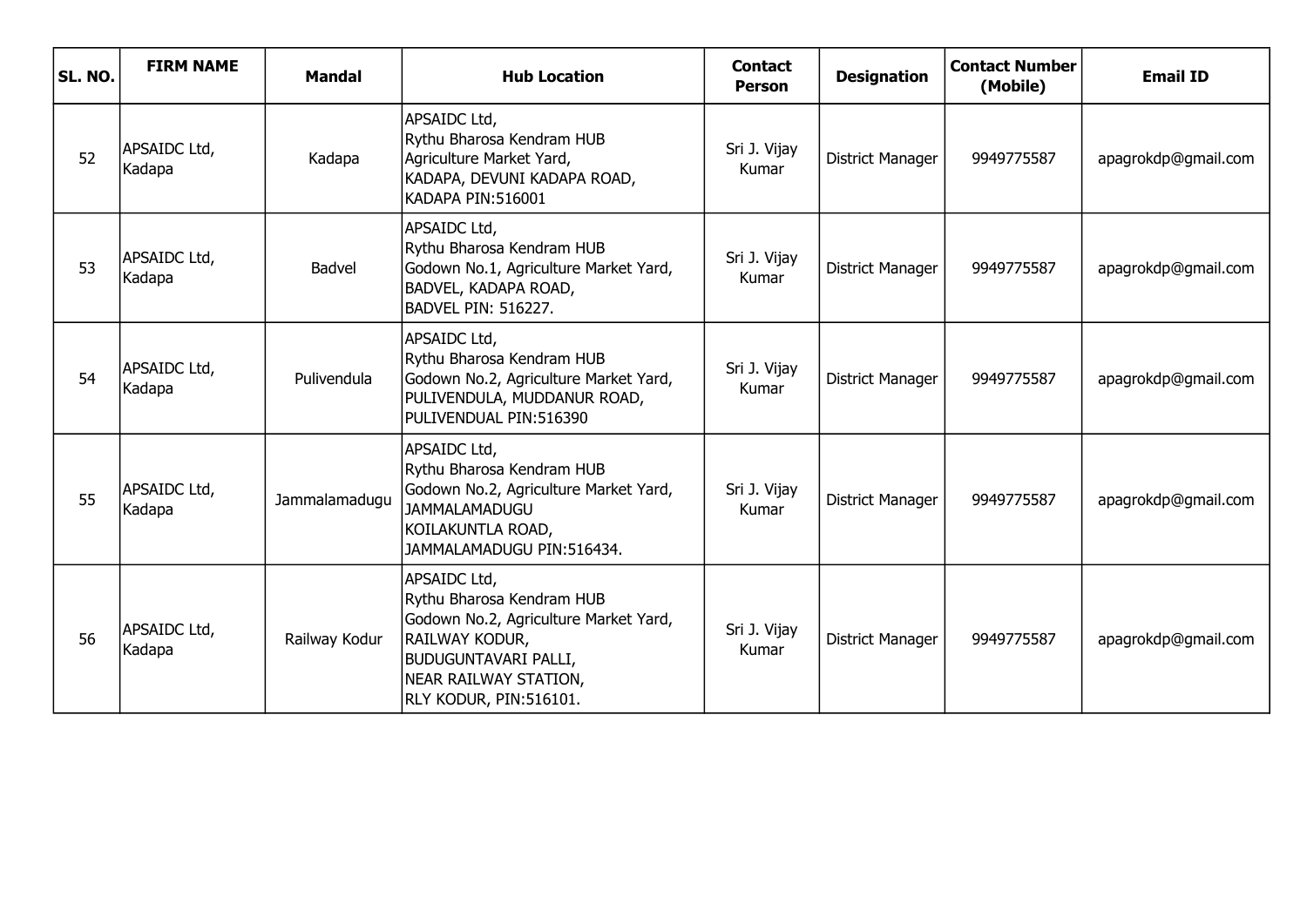| SL. NO. | FIRM NAME | Mandal | Hub Location | Contact Person | Designation | Contact Number (Mobile) | Email ID |
|---|---|---|---|---|---|---|---|
| 52 | APSAIDC Ltd, Kadapa | Kadapa | APSAIDC Ltd,<br>Rythu Bharosa Kendram HUB<br>Agriculture Market Yard,<br>KADAPA, DEVUNI KADAPA ROAD,<br>KADAPA PIN:516001 | Sri J. Vijay Kumar | District Manager | 9949775587 | apagrokdp@gmail.com |
| 53 | APSAIDC Ltd, Kadapa | Badvel | APSAIDC Ltd,<br>Rythu Bharosa Kendram HUB<br>Godown No.1, Agriculture Market Yard,<br>BADVEL, KADAPA ROAD,<br>BADVEL PIN: 516227. | Sri J. Vijay Kumar | District Manager | 9949775587 | apagrokdp@gmail.com |
| 54 | APSAIDC Ltd, Kadapa | Pulivendula | APSAIDC Ltd,<br>Rythu Bharosa Kendram HUB<br>Godown No.2, Agriculture Market Yard,<br>PULIVENDULA, MUDDANUR ROAD,<br>PULIVENDUAL PIN:516390 | Sri J. Vijay Kumar | District Manager | 9949775587 | apagrokdp@gmail.com |
| 55 | APSAIDC Ltd, Kadapa | Jammalamadugu | APSAIDC Ltd,<br>Rythu Bharosa Kendram HUB<br>Godown No.2, Agriculture Market Yard,<br>JAMMALAMADUGU<br>KOILAKUNTLA ROAD,<br>JAMMALAMADUGU PIN:516434. | Sri J. Vijay Kumar | District Manager | 9949775587 | apagrokdp@gmail.com |
| 56 | APSAIDC Ltd, Kadapa | Railway Kodur | APSAIDC Ltd,<br>Rythu Bharosa Kendram HUB<br>Godown No.2, Agriculture Market Yard,<br>RAILWAY KODUR,<br>BUDUGUNTAVARI PALLI,<br>NEAR RAILWAY STATION,<br>RLY KODUR, PIN:516101. | Sri J. Vijay Kumar | District Manager | 9949775587 | apagrokdp@gmail.com |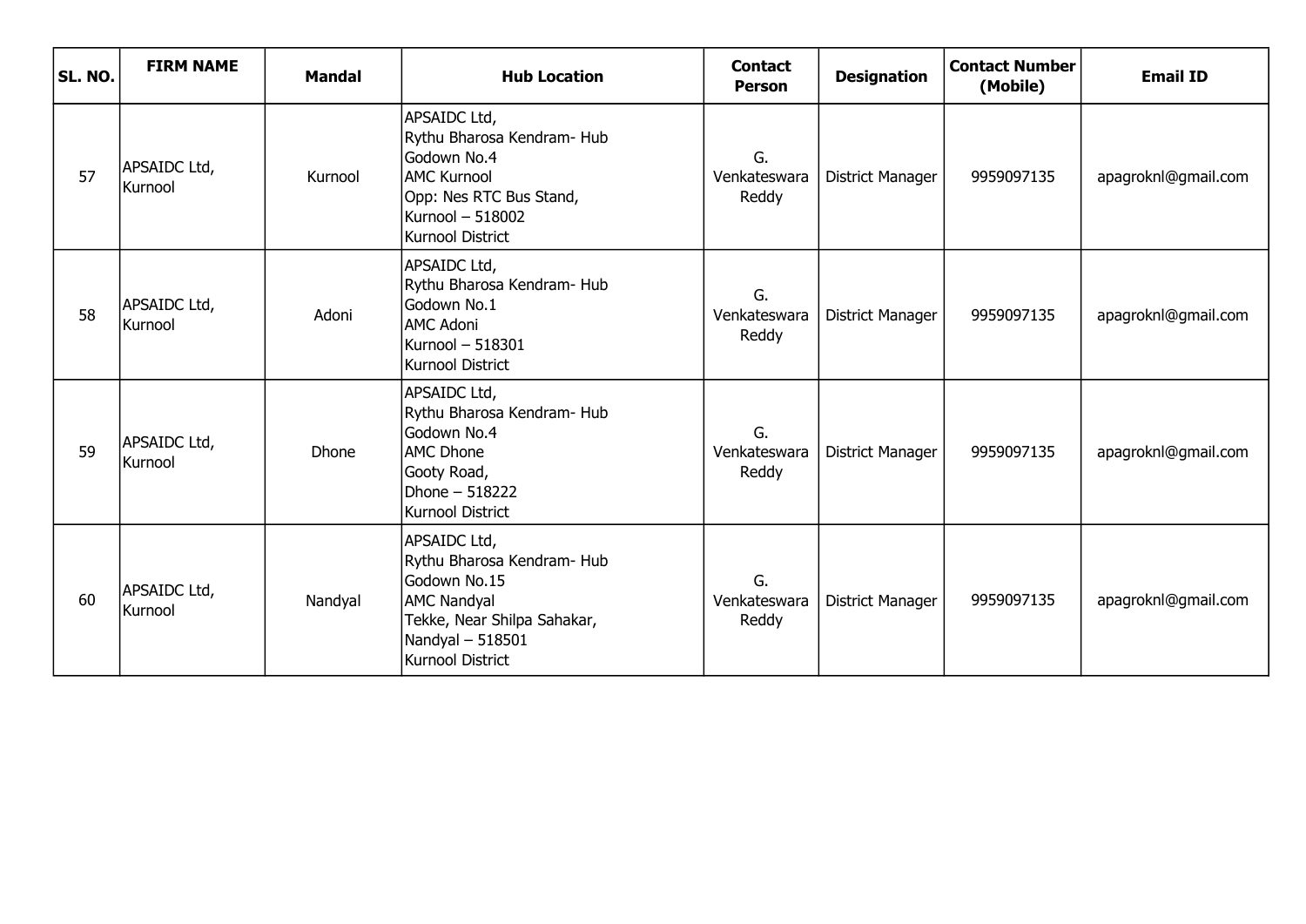| SL. NO. | FIRM NAME | Mandal | Hub Location | Contact Person | Designation | Contact Number (Mobile) | Email ID |
|---|---|---|---|---|---|---|---|
| 57 | APSAIDC Ltd, Kurnool | Kurnool | APSAIDC Ltd,<br>Rythu Bharosa Kendram- Hub<br>Godown No.4<br>AMC Kurnool<br>Opp: Nes RTC Bus Stand,<br>Kurnool – 518002<br>Kurnool District | G. Venkateswara Reddy | District Manager | 9959097135 | apagroknl@gmail.com |
| 58 | APSAIDC Ltd, Kurnool | Adoni | APSAIDC Ltd,<br>Rythu Bharosa Kendram- Hub<br>Godown No.1<br>AMC Adoni<br>Kurnool – 518301<br>Kurnool District | G. Venkateswara Reddy | District Manager | 9959097135 | apagroknl@gmail.com |
| 59 | APSAIDC Ltd, Kurnool | Dhone | APSAIDC Ltd,<br>Rythu Bharosa Kendram- Hub<br>Godown No.4<br>AMC Dhone<br>Gooty Road,<br>Dhone – 518222<br>Kurnool District | G. Venkateswara Reddy | District Manager | 9959097135 | apagroknl@gmail.com |
| 60 | APSAIDC Ltd, Kurnool | Nandyal | APSAIDC Ltd,<br>Rythu Bharosa Kendram- Hub<br>Godown No.15<br>AMC Nandyal<br>Tekke, Near Shilpa Sahakar,<br>Nandyal – 518501<br>Kurnool District | G. Venkateswara Reddy | District Manager | 9959097135 | apagroknl@gmail.com |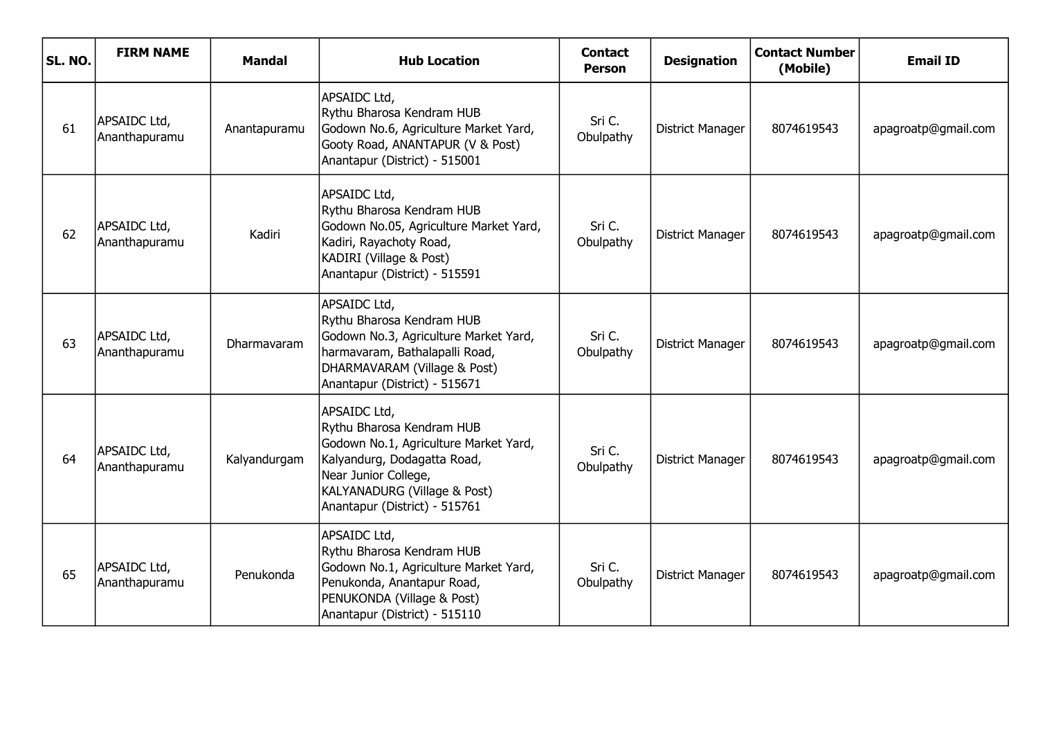| SL. NO. | FIRM NAME | Mandal | Hub Location | Contact Person | Designation | Contact Number (Mobile) | Email ID |
|---|---|---|---|---|---|---|---|
| 61 | APSAIDC Ltd, Ananthapuramu | Anantapuramu | APSAIDC Ltd,<br>Rythu Bharosa Kendram HUB<br>Godown No.6, Agriculture Market Yard, Gooty Road, ANANTAPUR (V & Post)<br>Anantapur (District) - 515001 | Sri C. Obulpathy | District Manager | 8074619543 | apagroatp@gmail.com |
| 62 | APSAIDC Ltd, Ananthapuramu | Kadiri | APSAIDC Ltd,<br>Rythu Bharosa Kendram HUB<br>Godown No.05, Agriculture Market Yard, Kadiri, Rayachoty Road,<br>KADIRI (Village & Post)<br>Anantapur (District) - 515591 | Sri C. Obulpathy | District Manager | 8074619543 | apagroatp@gmail.com |
| 63 | APSAIDC Ltd, Ananthapuramu | Dharmavaram | APSAIDC Ltd,<br>Rythu Bharosa Kendram HUB<br>Godown No.3, Agriculture Market Yard, harmavaram, Bathalapalli Road,<br>DHARMAVARAM (Village & Post)<br>Anantapur (District) - 515671 | Sri C. Obulpathy | District Manager | 8074619543 | apagroatp@gmail.com |
| 64 | APSAIDC Ltd, Ananthapuramu | Kalyandurgam | APSAIDC Ltd,<br>Rythu Bharosa Kendram HUB<br>Godown No.1, Agriculture Market Yard, Kalyandurg, Dodagatta Road,<br>Near Junior College,<br>KALYANADURG (Village & Post)<br>Anantapur (District) - 515761 | Sri C. Obulpathy | District Manager | 8074619543 | apagroatp@gmail.com |
| 65 | APSAIDC Ltd, Ananthapuramu | Penukonda | APSAIDC Ltd,<br>Rythu Bharosa Kendram HUB<br>Godown No.1, Agriculture Market Yard, Penukonda, Anantapur Road,<br>PENUKONDA (Village & Post)<br>Anantapur (District) - 515110 | Sri C. Obulpathy | District Manager | 8074619543 | apagroatp@gmail.com |